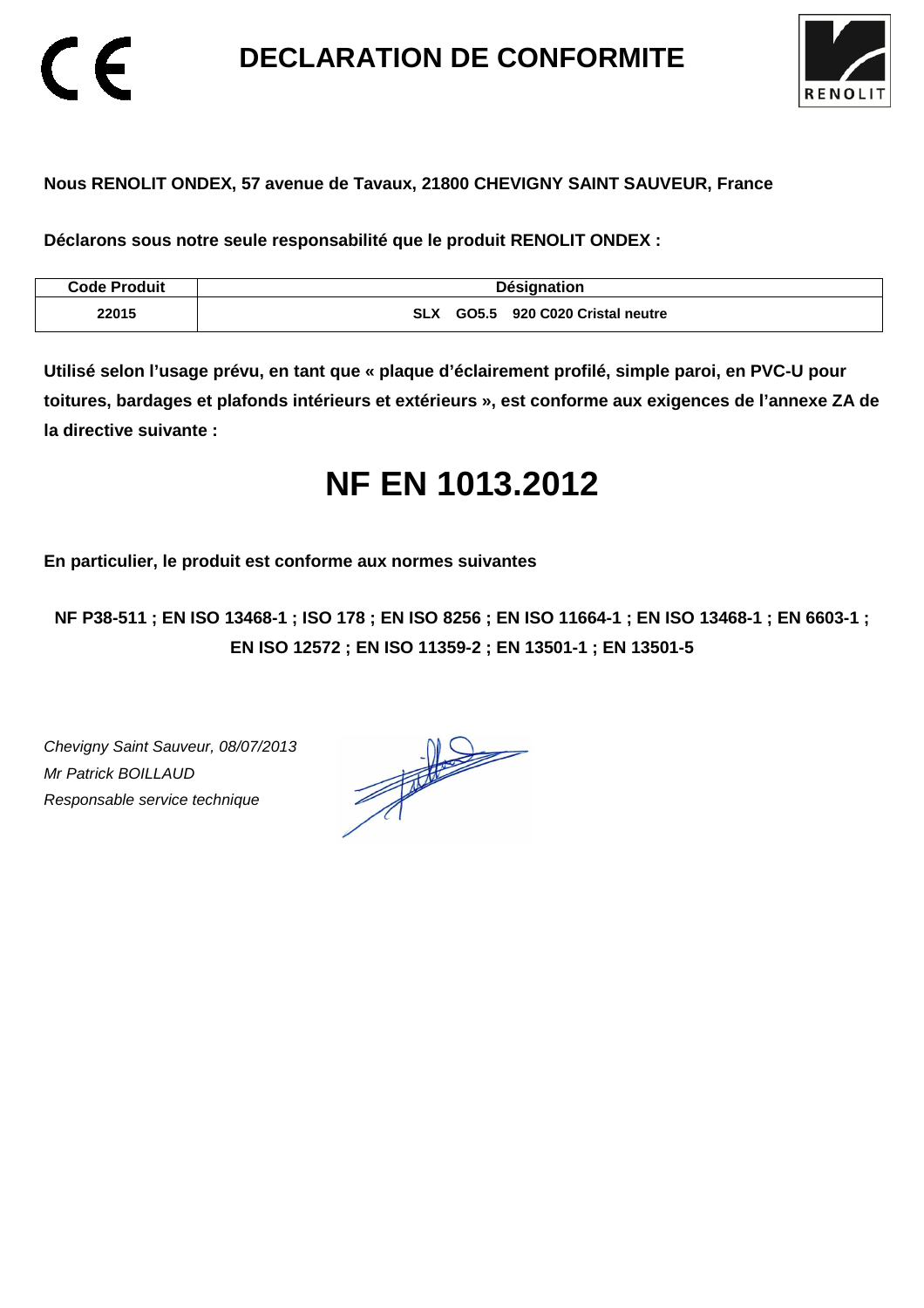# DECLARATION DE CONFORMITE

**Nous RENOLIT ONDEX, 57 avenue de Tavaux, 21800 CHEVIGNY SAINT SAUVEUR, France**

**Déclarons sous notre seule responsabilité que le produit RENOLIT ONDEX :**

| Code Produit | Désignation |
|---|---|
| 22015 | SLX GO5.5 920 C020 Cristal neutre |

**Utilisé selon l'usage prévu, en tant que « plaque d'éclairement profilé, simple paroi, en PVC-U pour toitures, bardages et plafonds intérieurs et extérieurs », est conforme aux exigences de l'annexe ZA de la directive suivante :**

# NF EN 1013.2012

**En particulier, le produit est conforme aux normes suivantes**

**NF P38-511 ; EN ISO 13468-1 ; ISO 178 ; EN ISO 8256 ; EN ISO 11664-1 ; EN ISO 13468-1 ; EN 6603-1 ; EN ISO 12572 ; EN ISO 11359-2 ; EN 13501-1 ; EN 13501-5**

*Chevigny Saint Sauveur, 08/07/2013*
*Mr Patrick BOILLAUD*
*Responsable service technique*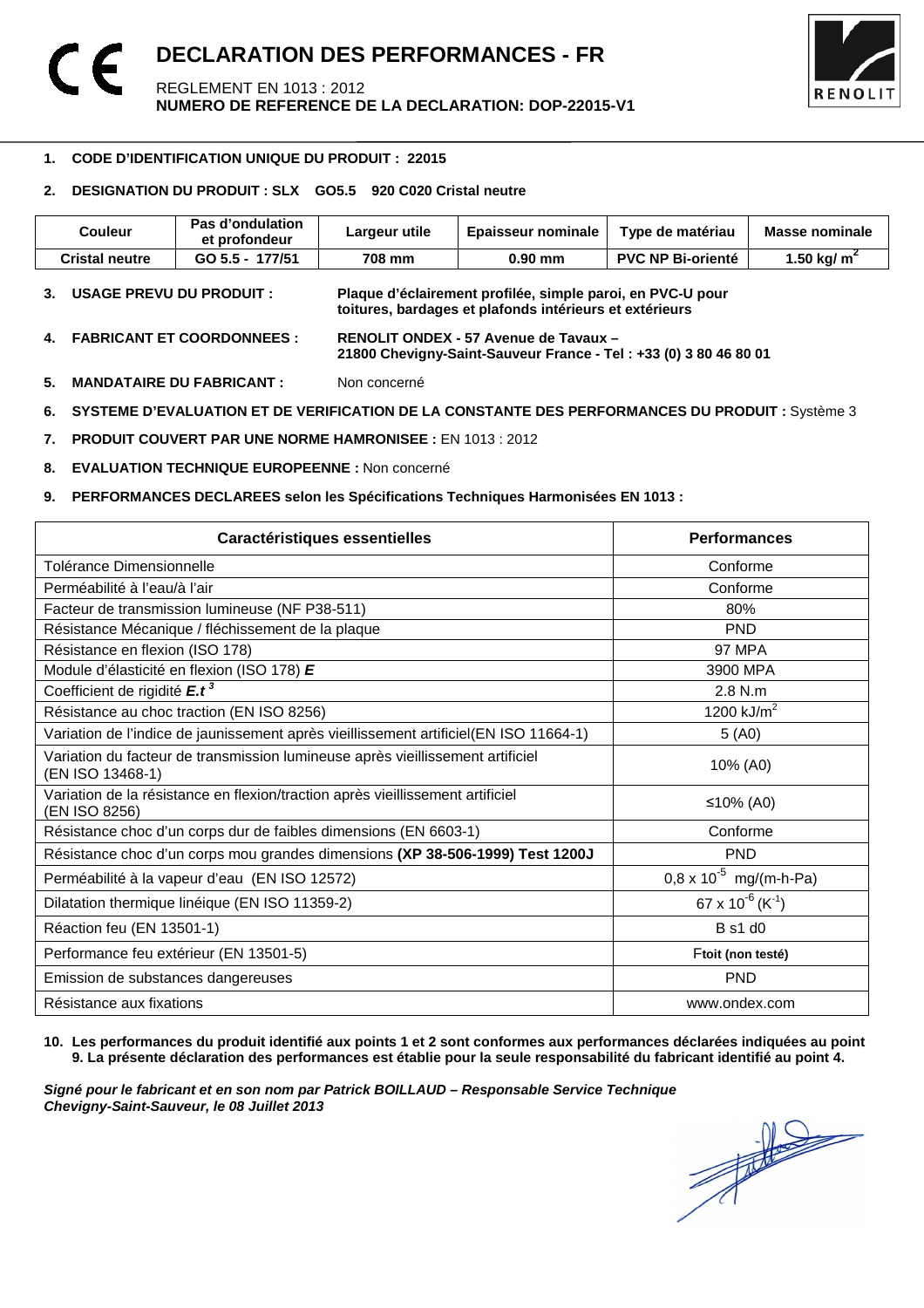# DECLARATION DES PERFORMANCES - FR

REGLEMENT EN 1013 : 2012
**NUMERO DE REFERENCE DE LA DECLARATION: DOP-22015-V1**

1. **CODE D'IDENTIFICATION UNIQUE DU PRODUIT : 22015**

2. **DESIGNATION DU PRODUIT : SLX GO5.5 920 C020 Cristal neutre**

| Couleur | Pas d'ondulation et profondeur | Largeur utile | Epaisseur nominale | Type de matériau | Masse nominale |
|---|---|---|---|---|---|
| **Cristal neutre** | **GO 5.5 - 177/51** | **708 mm** | **0.90 mm** | **PVC NP Bi-orienté** | **1.50 kg/ $m^2$** |

3. **USAGE PREVU DU PRODUIT :** **Plaque d'éclairement profilée, simple paroi, en PVC-U pour toitures, bardages et plafonds intérieurs et extérieurs**

4. **FABRICANT ET COORDONNEES :** **RENOLIT ONDEX - 57 Avenue de Tavaux – 21800 Chevigny-Saint-Sauveur France - Tel : +33 (0) 3 80 46 80 01**

5. **MANDATAIRE DU FABRICANT :** Non concerné

6. **SYSTEME D'EVALUATION ET DE VERIFICATION DE LA CONSTANTE DES PERFORMANCES DU PRODUIT :** Système 3

7. **PRODUIT COUVERT PAR UNE NORME HAMRONISEE :** EN 1013 : 2012

8. **EVALUATION TECHNIQUE EUROPEENNE :** Non concerné

9. **PERFORMANCES DECLAREES selon les Spécifications Techniques Harmonisées EN 1013 :**

| Caractéristiques essentielles | Performances |
|---|---|
| Tolérance Dimensionnelle | Conforme |
| Perméabilité à l'eau/à l'air | Conforme |
| Facteur de transmission lumineuse (NF P38-511) | 80% |
| Résistance Mécanique / fléchissement de la plaque | PND |
| Résistance en flexion (ISO 178) | 97 MPA |
| Module d'élasticité en flexion (ISO 178) ***E*** | 3900 MPA |
| Coefficient de rigidité ***E.t*** $^3$ | 2.8 N.m |
| Résistance au choc traction (EN ISO 8256) | 1200 kJ/$m^2$ |
| Variation de l'indice de jaunissement après vieillissement artificiel(EN ISO 11664-1) | 5 (A0) |
| Variation du facteur de transmission lumineuse après vieillissement artificiel (EN ISO 13468-1) | 10% (A0) |
| Variation de la résistance en flexion/traction après vieillissement artificiel (EN ISO 8256) | ≤10% (A0) |
| Résistance choc d'un corps dur de faibles dimensions (EN 6603-1) | Conforme |
| Résistance choc d'un corps mou grandes dimensions **(XP 38-506-1999) Test 1200J** | PND |
| Perméabilité à la vapeur d'eau (EN ISO 12572) | $0,8 \times 10^{-5}$ mg/(m-h-Pa) |
| Dilatation thermique linéique (EN ISO 11359-2) | $67 \times 10^{-6}$ ($K^{-1}$) |
| Réaction feu (EN 13501-1) | B s1 d0 |
| Performance feu extérieur (EN 13501-5) | F**toit (non testé)** |
| Emission de substances dangereuses | PND |
| Résistance aux fixations | www.ondex.com |

10. **Les performances du produit identifié aux points 1 et 2 sont conformes aux performances déclarées indiquées au point 9. La présente déclaration des performances est établie pour la seule responsabilité du fabricant identifié au point 4.**

***Signé pour le fabricant et en son nom par Patrick BOILLAUD – Responsable Service Technique***
***Chevigny-Saint-Sauveur, le 08 Juillet 2013***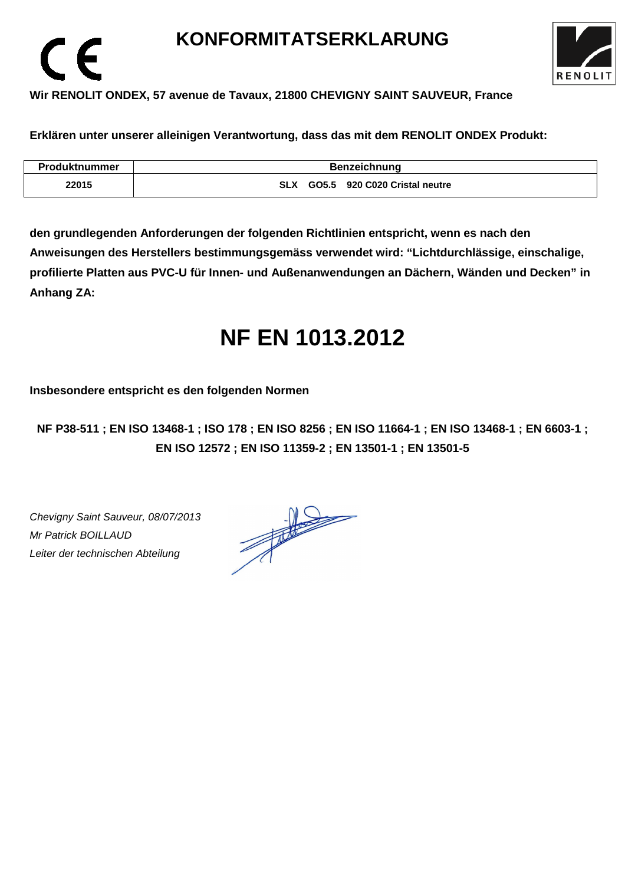# KONFORMITATSERKLARUNG

**Wir RENOLIT ONDEX, 57 avenue de Tavaux, 21800 CHEVIGNY SAINT SAUVEUR, France**

**Erklären unter unserer alleinigen Verantwortung, dass das mit dem RENOLIT ONDEX Produkt:**

| Produktnummer | Benzeichnung |
|---|---|
| 22015 | SLX GO5.5 920 C020 Cristal neutre |

**den grundlegenden Anforderungen der folgenden Richtlinien entspricht, wenn es nach den Anweisungen des Herstellers bestimmungsgemäss verwendet wird: "Lichtdurchlässige, einschalige, profilierte Platten aus PVC-U für Innen- und Außenanwendungen an Dächern, Wänden und Decken" in Anhang ZA:**

# NF EN 1013.2012

**Insbesondere entspricht es den folgenden Normen**

**NF P38-511 ; EN ISO 13468-1 ; ISO 178 ; EN ISO 8256 ; EN ISO 11664-1 ; EN ISO 13468-1 ; EN 6603-1 ; EN ISO 12572 ; EN ISO 11359-2 ; EN 13501-1 ; EN 13501-5**

*Chevigny Saint Sauveur, 08/07/2013*
*Mr Patrick BOILLAUD*
*Leiter der technischen Abteilung*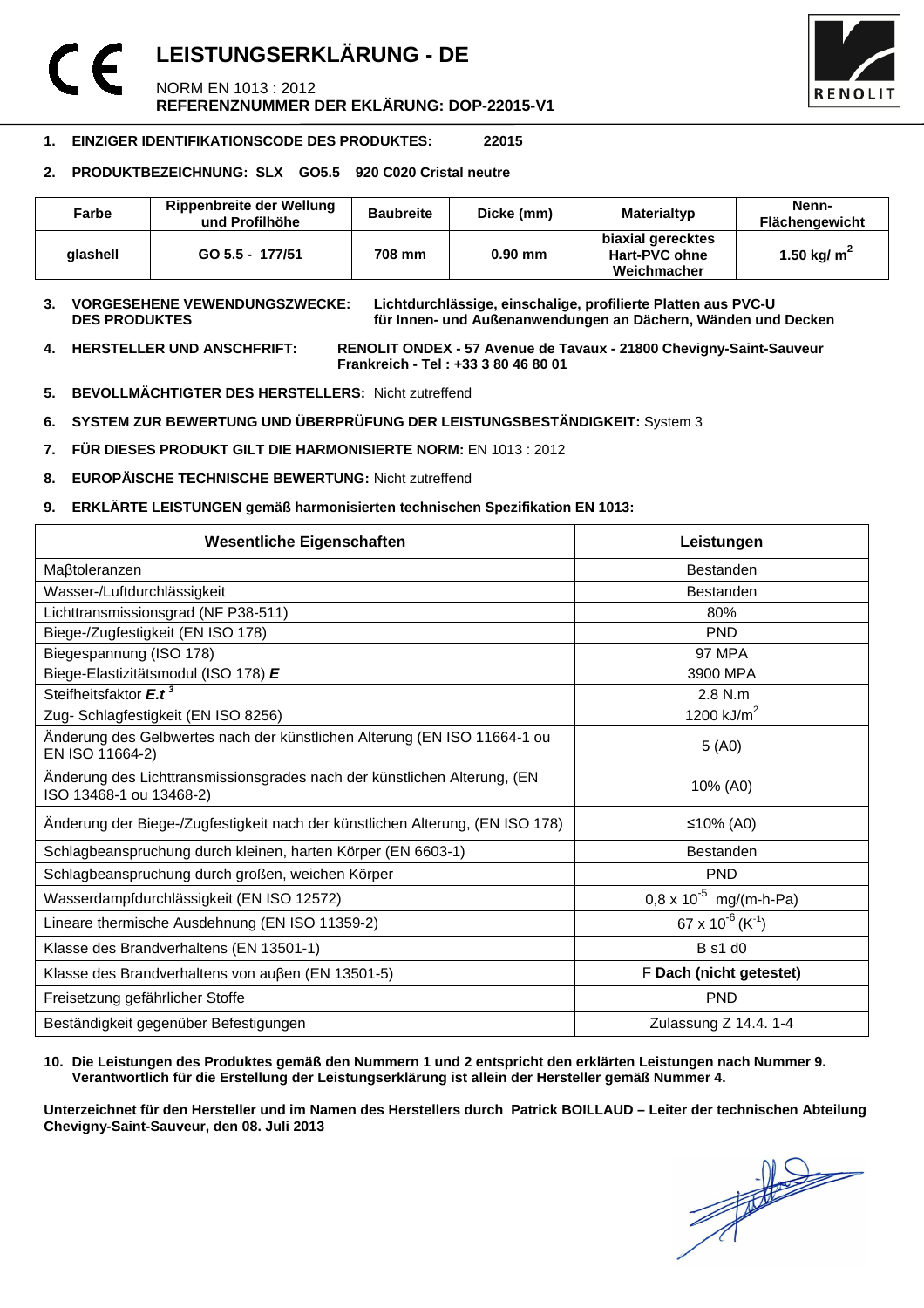# LEISTUNGSERKLÄRUNG - DE

NORM EN 1013 : 2012
**REFERENZNUMMER DER EKLÄRUNG: DOP-22015-V1**

**1. EINZIGER IDENTIFIKATIONSCODE DES PRODUKTES: 22015**

**2. PRODUKTBEZEICHNUNG: SLX GO5.5 920 C020 Cristal neutre**

| Farbe | Rippenbreite der Wellung und Profilhöhe | Baubreite | Dicke (mm) | Materialtyp | Nenn-Flächengewicht |
|---|---|---|---|---|---|
| **glashell** | **GO 5.5 - 177/51** | **708 mm** | **0.90 mm** | **biaxial gerecktes Hart-PVC ohne Weichmacher** | **1.50 kg/ $m^2$** |

**3. VORGESEHENE VEWENDUNGSZWECKE: DES PRODUKTES** **Lichtdurchlässige, einschalige, profilierte Platten aus PVC-U für Innen- und Außenanwendungen an Dächern, Wänden und Decken**

**4. HERSTELLER UND ANSCHFRIFT:** **RENOLIT ONDEX - 57 Avenue de Tavaux - 21800 Chevigny-Saint-Sauveur Frankreich - Tel : +33 3 80 46 80 01**

**5. BEVOLLMÄCHTIGTER DES HERSTELLERS:** Nicht zutreffend

**6. SYSTEM ZUR BEWERTUNG UND ÜBERPRÜFUNG DER LEISTUNGSBESTÄNDIGKEIT:** System 3

**7. FÜR DIESES PRODUKT GILT DIE HARMONISIERTE NORM:** EN 1013 : 2012

**8. EUROPÄISCHE TECHNISCHE BEWERTUNG:** Nicht zutreffend

**9. ERKLÄRTE LEISTUNGEN gemäß harmonisierten technischen Spezifikation EN 1013:**

| Wesentliche Eigenschaften | Leistungen |
|---|---|
| Maβtoleranzen | Bestanden |
| Wasser-/Luftdurchlässigkeit | Bestanden |
| Lichttransmissionsgrad (NF P38-511) | 80% |
| Biege-/Zugfestigkeit (EN ISO 178) | PND |
| Biegespannung (ISO 178) | 97 MPA |
| Biege-Elastizitätsmodul (ISO 178) ***E*** | 3900 MPA |
| Steifheitsfaktor $E.t^3$ | 2.8 N.m |
| Zug- Schlagfestigkeit (EN ISO 8256) | 1200 kJ/$m^2$ |
| Änderung des Gelbwertes nach der künstlichen Alterung (EN ISO 11664-1 ou EN ISO 11664-2) | 5 (A0) |
| Änderung des Lichttransmissionsgrades nach der künstlichen Alterung, (EN ISO 13468-1 ou 13468-2) | 10% (A0) |
| Änderung der Biege-/Zugfestigkeit nach der künstlichen Alterung, (EN ISO 178) | ≤10% (A0) |
| Schlagbeanspruchung durch kleinen, harten Körper (EN 6603-1) | Bestanden |
| Schlagbeanspruchung durch großen, weichen Körper | PND |
| Wasserdampfdurchlässigkeit (EN ISO 12572) | $0,8 \times 10^{-5}$ mg/(m-h-Pa) |
| Lineare thermische Ausdehnung (EN ISO 11359-2) | $67 \times 10^{-6}$ ($K^{-1}$) |
| Klasse des Brandverhaltens (EN 13501-1) | B s1 d0 |
| Klasse des Brandverhaltens von auβen (EN 13501-5) | F **Dach (nicht getestet)** |
| Freisetzung gefährlicher Stoffe | PND |
| Beständigkeit gegenüber Befestigungen | Zulassung Z 14.4. 1-4 |

**10. Die Leistungen des Produktes gemäß den Nummern 1 und 2 entspricht den erklärten Leistungen nach Nummer 9. Verantwortlich für die Erstellung der Leistungserklärung ist allein der Hersteller gemäß Nummer 4.**

**Unterzeichnet für den Hersteller und im Namen des Herstellers durch Patrick BOILLAUD – Leiter der technischen Abteilung Chevigny-Saint-Sauveur, den 08. Juli 2013**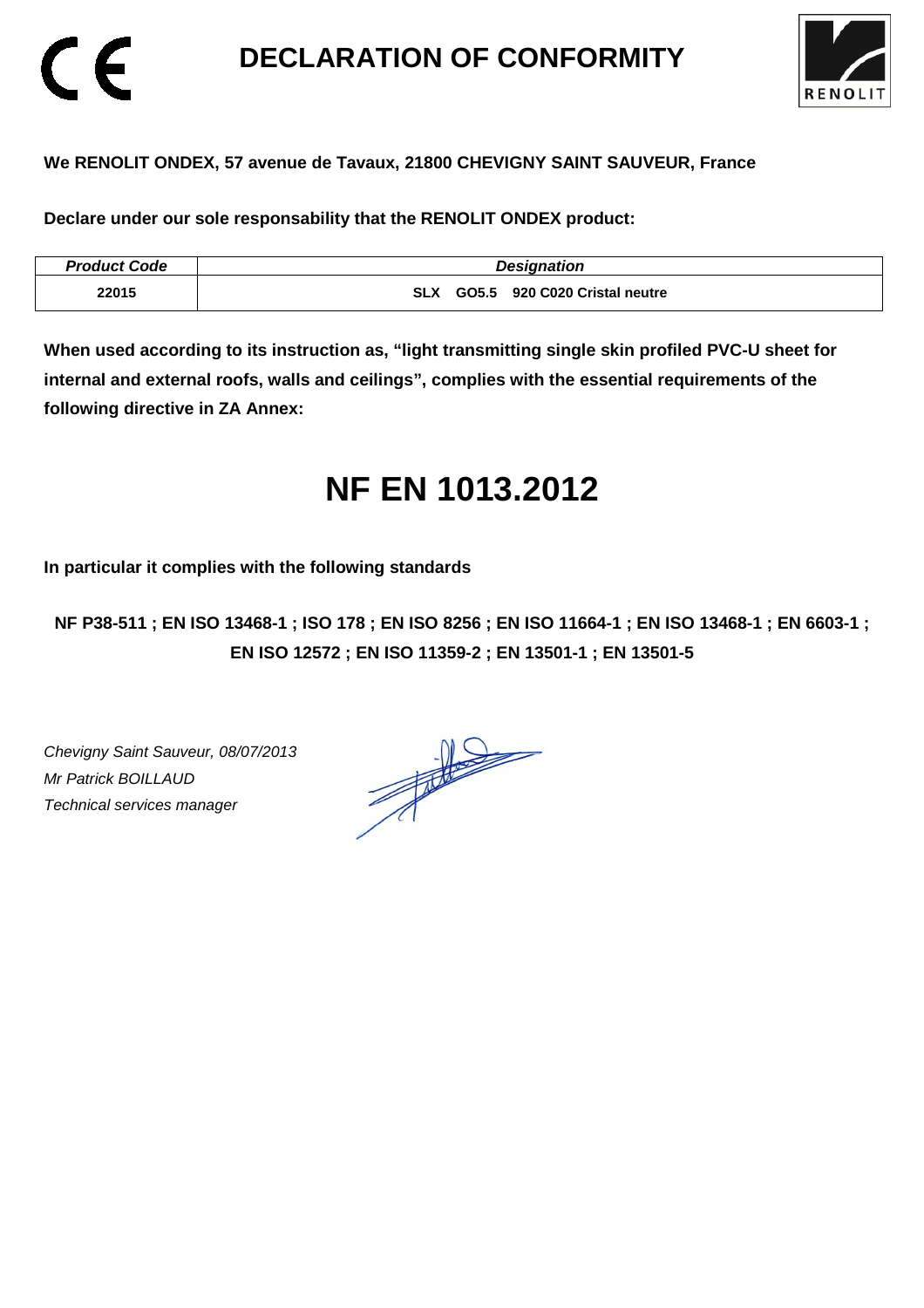# DECLARATION OF CONFORMITY

**We RENOLIT ONDEX, 57 avenue de Tavaux, 21800 CHEVIGNY SAINT SAUVEUR, France**

**Declare under our sole responsability that the RENOLIT ONDEX product:**

| *Product Code* | *Designation* |
|---|---|
| **22015** | **SLX GO5.5 920 C020 Cristal neutre** |

**When used according to its instruction as, "light transmitting single skin profiled PVC-U sheet for internal and external roofs, walls and ceilings", complies with the essential requirements of the following directive in ZA Annex:**

# NF EN 1013.2012

**In particular it complies with the following standards**

**NF P38-511 ; EN ISO 13468-1 ; ISO 178 ; EN ISO 8256 ; EN ISO 11664-1 ; EN ISO 13468-1 ; EN 6603-1 ; EN ISO 12572 ; EN ISO 11359-2 ; EN 13501-1 ; EN 13501-5**

*Chevigny Saint Sauveur, 08/07/2013*
*Mr Patrick BOILLAUD*
*Technical services manager*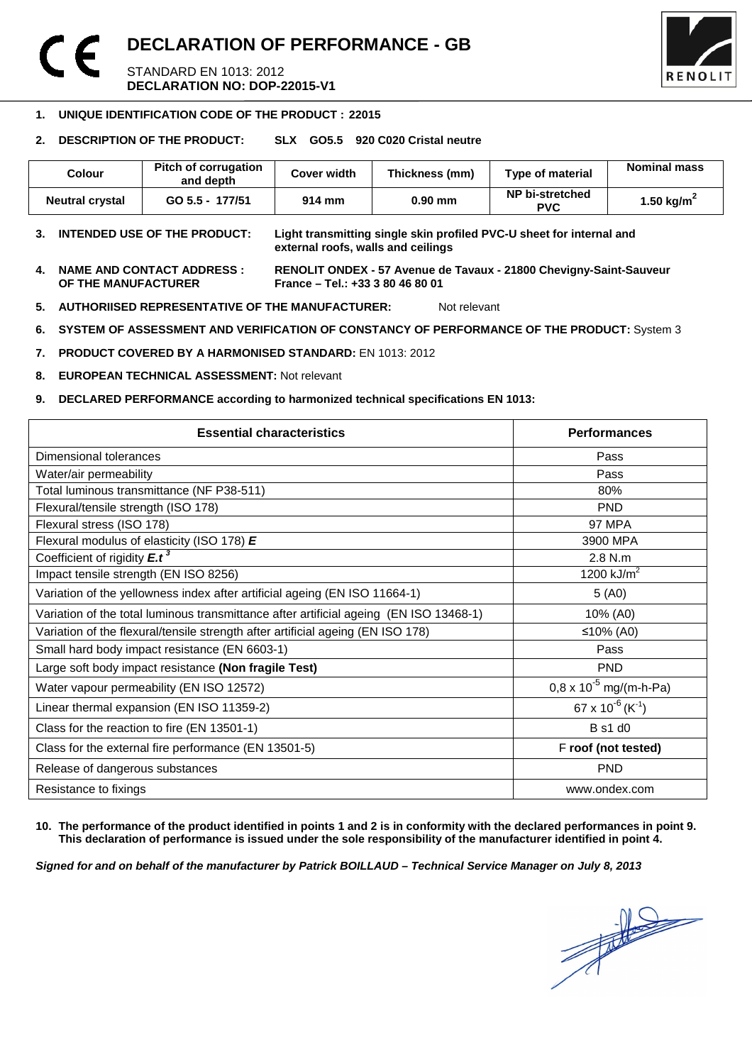# DECLARATION OF PERFORMANCE - GB

STANDARD EN 1013: 2012
**DECLARATION NO: DOP-22015-V1**

1. **UNIQUE IDENTIFICATION CODE OF THE PRODUCT : 22015**

2. **DESCRIPTION OF THE PRODUCT: SLX GO5.5 920 C020 Cristal neutre**

| Colour | Pitch of corrugation and depth | Cover width | Thickness (mm) | Type of material | Nominal mass |
|---|---|---|---|---|---|
| **Neutral crystal** | **GO 5.5 - 177/51** | **914 mm** | **0.90 mm** | **NP bi-stretched PVC** | **1.50 kg/m$^2$** |

3. **INTENDED USE OF THE PRODUCT: Light transmitting single skin profiled PVC-U sheet for internal and external roofs, walls and ceilings**

4. **NAME AND CONTACT ADDRESS : OF THE MANUFACTURER RENOLIT ONDEX - 57 Avenue de Tavaux - 21800 Chevigny-Saint-Sauveur France – Tel.: +33 3 80 46 80 01**

5. **AUTHORIISED REPRESENTATIVE OF THE MANUFACTURER:** Not relevant

6. **SYSTEM OF ASSESSMENT AND VERIFICATION OF CONSTANCY OF PERFORMANCE OF THE PRODUCT:** System 3

7. **PRODUCT COVERED BY A HARMONISED STANDARD:** EN 1013: 2012

8. **EUROPEAN TECHNICAL ASSESSMENT:** Not relevant

9. **DECLARED PERFORMANCE according to harmonized technical specifications EN 1013:**

| Essential characteristics | Performances |
|---|---|
| Dimensional tolerances | Pass |
| Water/air permeability | Pass |
| Total luminous transmittance (NF P38-511) | 80% |
| Flexural/tensile strength (ISO 178) | PND |
| Flexural stress (ISO 178) | 97 MPA |
| Flexural modulus of elasticity (ISO 178) ***E*** | 3900 MPA |
| Coefficient of rigidity $E.t^3$ | 2.8 N.m |
| Impact tensile strength (EN ISO 8256) | 1200 kJ/m$^2$ |
| Variation of the yellowness index after artificial ageing (EN ISO 11664-1) | 5 (A0) |
| Variation of the total luminous transmittance after artificial ageing (EN ISO 13468-1) | 10% (A0) |
| Variation of the flexural/tensile strength after artificial ageing (EN ISO 178) | ≤10% (A0) |
| Small hard body impact resistance (EN 6603-1) | Pass |
| Large soft body impact resistance **(Non fragile Test)** | PND |
| Water vapour permeability (EN ISO 12572) | $0,8 \times 10^{-5}$ mg/(m-h-Pa) |
| Linear thermal expansion (EN ISO 11359-2) | $67 \times 10^{-6}$ ($K^{-1}$) |
| Class for the reaction to fire (EN 13501-1) | B s1 d0 |
| Class for the external fire performance (EN 13501-5) | F **roof (not tested)** |
| Release of dangerous substances | PND |
| Resistance to fixings | www.ondex.com |

10. **The performance of the product identified in points 1 and 2 is in conformity with the declared performances in point 9. This declaration of performance is issued under the sole responsibility of the manufacturer identified in point 4.**

***Signed for and on behalf of the manufacturer by Patrick BOILLAUD – Technical Service Manager on July 8, 2013***